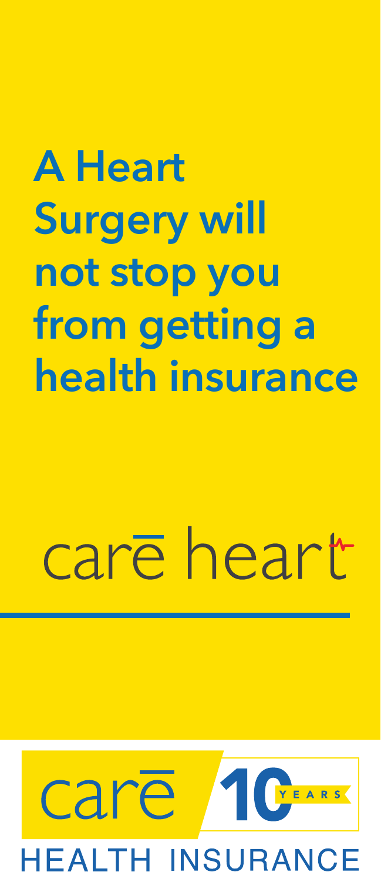# A Heart Surgery will not stop you from getting a health insurance

care heart

care 10 YEARS

HEALTH INSURANCE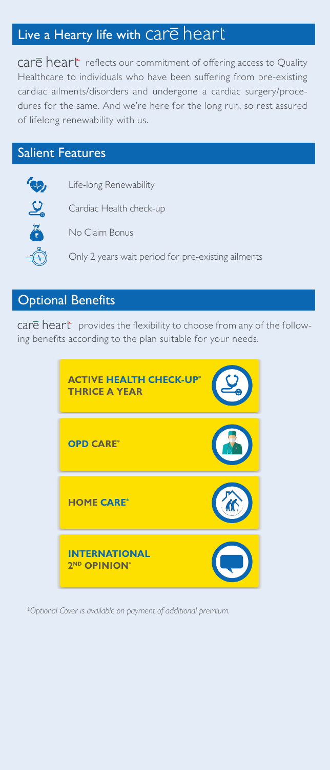## Live a Hearty life with carē heart

carē heart reflects our commitment of offering access to Quality Healthcare to individuals who have been suffering from pre-existing cardiac ailments/disorders and undergone a cardiac surgery/procedures for the same. And we're here for the long run, so rest assured of lifelong renewability with us.

## Salient Features

- Life-long Renewability
- Cardiac Health check-up
- No Claim Bonus
- Only 2 years wait period for pre-existing ailments

## Optional Benefits

carē heart provides the flexibility to choose from any of the following benefits according to the plan suitable for your needs.

- **ACTIVE HEALTH CHECK-UP* THRICE A YEAR**
- **OPD CARE***
- **HOME CARE***
- **INTERNATIONAL 2ND OPINION***

*\*Optional Cover is available on payment of additional premium.*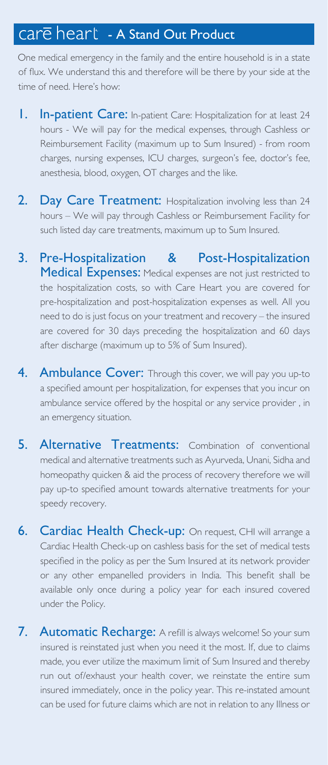## carē heart - A Stand Out Product

One medical emergency in the family and the entire household is in a state of flux. We understand this and therefore will be there by your side at the time of need. Here's how:

1. **In-patient Care:** In-patient Care: Hospitalization for at least 24 hours - We will pay for the medical expenses, through Cashless or Reimbursement Facility (maximum up to Sum Insured) - from room charges, nursing expenses, ICU charges, surgeon's fee, doctor's fee, anesthesia, blood, oxygen, OT charges and the like.

2. **Day Care Treatment:** Hospitalization involving less than 24 hours – We will pay through Cashless or Reimbursement Facility for such listed day care treatments, maximum up to Sum Insured.

3. **Pre-Hospitalization & Post-Hospitalization Medical Expenses:** Medical expenses are not just restricted to the hospitalization costs, so with Care Heart you are covered for pre-hospitalization and post-hospitalization expenses as well. All you need to do is just focus on your treatment and recovery – the insured are covered for 30 days preceding the hospitalization and 60 days after discharge (maximum up to 5% of Sum Insured).

4. **Ambulance Cover:** Through this cover, we will pay you up-to a specified amount per hospitalization, for expenses that you incur on ambulance service offered by the hospital or any service provider , in an emergency situation.

5. **Alternative Treatments:** Combination of conventional medical and alternative treatments such as Ayurveda, Unani, Sidha and homeopathy quicken & aid the process of recovery therefore we will pay up-to specified amount towards alternative treatments for your speedy recovery.

6. **Cardiac Health Check-up:** On request, CHI will arrange a Cardiac Health Check-up on cashless basis for the set of medical tests specified in the policy as per the Sum Insured at its network provider or any other empanelled providers in India. This benefit shall be available only once during a policy year for each insured covered under the Policy.

7. **Automatic Recharge:** A refill is always welcome! So your sum insured is reinstated just when you need it the most. If, due to claims made, you ever utilize the maximum limit of Sum Insured and thereby run out of/exhaust your health cover, we reinstate the entire sum insured immediately, once in the policy year. This re-instated amount can be used for future claims which are not in relation to any Illness or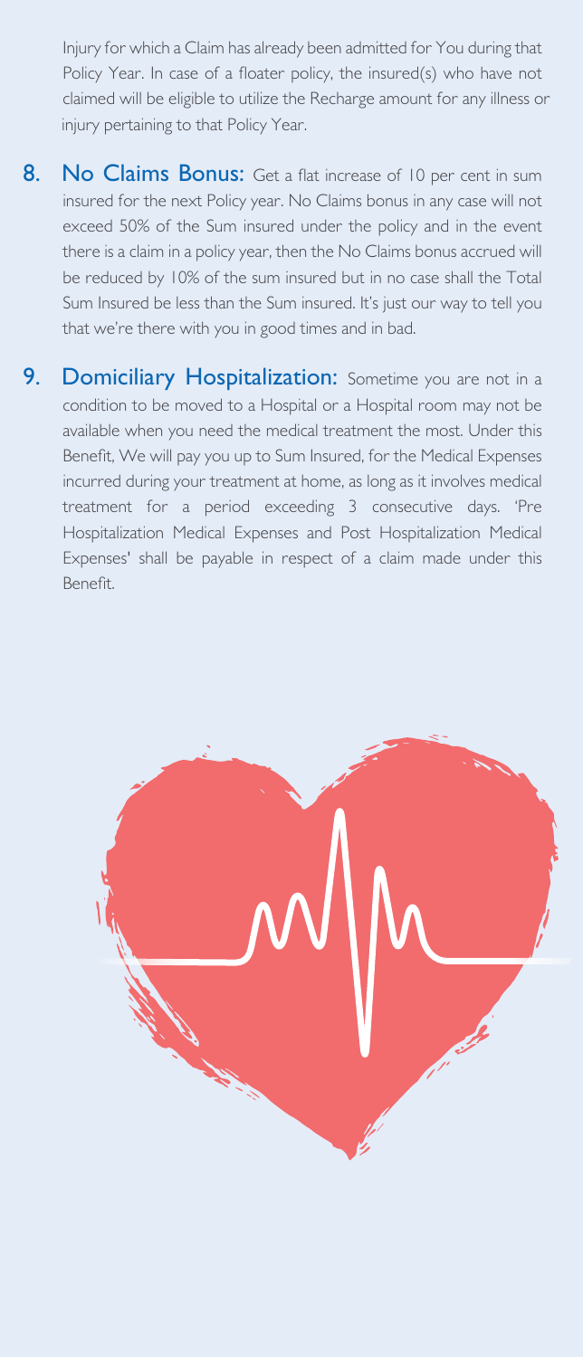Injury for which a Claim has already been admitted for You during that Policy Year. In case of a floater policy, the insured(s) who have not claimed will be eligible to utilize the Recharge amount for any illness or injury pertaining to that Policy Year.

8. **No Claims Bonus:** Get a flat increase of 10 per cent in sum insured for the next Policy year. No Claims bonus in any case will not exceed 50% of the Sum insured under the policy and in the event there is a claim in a policy year, then the No Claims bonus accrued will be reduced by 10% of the sum insured but in no case shall the Total Sum Insured be less than the Sum insured. It's just our way to tell you that we're there with you in good times and in bad.

9. **Domiciliary Hospitalization:** Sometime you are not in a condition to be moved to a Hospital or a Hospital room may not be available when you need the medical treatment the most. Under this Benefit, We will pay you up to Sum Insured, for the Medical Expenses incurred during your treatment at home, as long as it involves medical treatment for a period exceeding 3 consecutive days. 'Pre Hospitalization Medical Expenses and Post Hospitalization Medical Expenses' shall be payable in respect of a claim made under this Benefit.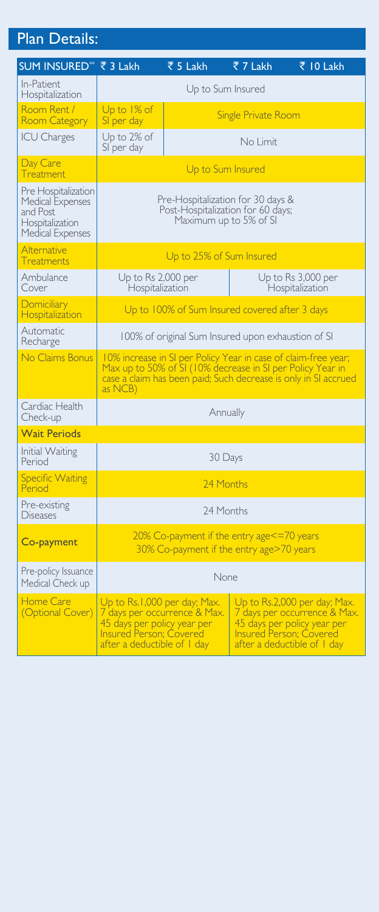## Plan Details:

| SUM INSURED** | ₹ 3 Lakh | ₹ 5 Lakh | ₹ 7 Lakh | ₹ 10 Lakh |
|---|---|---|---|---|
| In-Patient Hospitalization | Up to Sum Insured | | | |
| Room Rent / Room Category | Up to 1% of SI per day | Single Private Room | | |
| ICU Charges | Up to 2% of SI per day | No Limit | | |
| Day Care Treatment | Up to Sum Insured | | | |
| Pre Hospitalization Medical Expenses and Post Hospitalization Medical Expenses | Pre-Hospitalization for 30 days & Post-Hospitalization for 60 days; Maximum up to 5% of SI | | | |
| Alternative Treatments | Up to 25% of Sum Insured | | | |
| Ambulance Cover | Up to Rs 2,000 per Hospitalization | | Up to Rs 3,000 per Hospitalization | |
| Domiciliary Hospitalization | Up to 100% of Sum Insured covered after 3 days | | | |
| Automatic Recharge | 100% of original Sum Insured upon exhaustion of SI | | | |
| No Claims Bonus | 10% increase in SI per Policy Year in case of claim-free year; Max up to 50% of SI (10% decrease in SI per Policy Year in case a claim has been paid; Such decrease is only in SI accrued as NCB) | | | |
| Cardiac Health Check-up | Annually | | | |
| **Wait Periods** | | | | |
| Initial Waiting Period | 30 Days | | | |
| Specific Waiting Period | 24 Months | | | |
| Pre-existing Diseases | 24 Months | | | |
| **Co-payment** | 20% Co-payment if the entry age<=70 years<br>30% Co-payment if the entry age>70 years | | | |
| Pre-policy Issuance Medical Check up | None | | | |
| Home Care (Optional Cover) | Up to Rs.1,000 per day; Max. 7 days per occurrence & Max. 45 days per policy year per Insured Person; Covered after a deductible of 1 day | | Up to Rs.2,000 per day; Max. 7 days per occurrence & Max. 45 days per policy year per Insured Person; Covered after a deductible of 1 day | |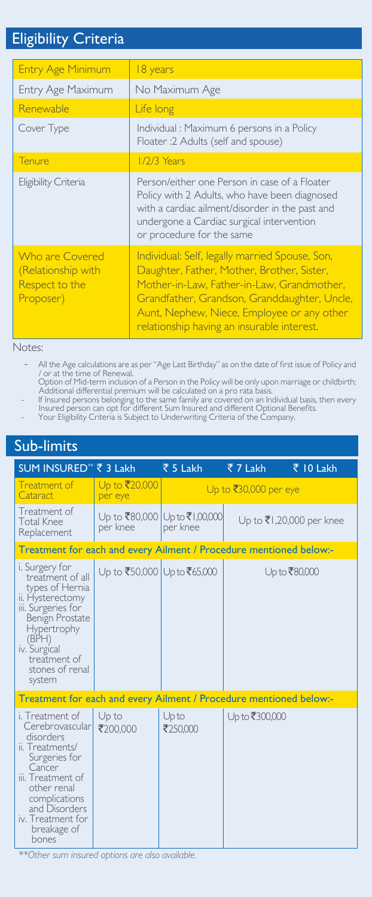## Eligibility Criteria

| | |
|---|---|
| Entry Age Minimum | 18 years |
| Entry Age Maximum | No Maximum Age |
| Renewable | Life long |
| Cover Type | Individual : Maximum 6 persons in a Policy Floater :2 Adults (self and spouse) |
| Tenure | 1/2/3 Years |
| Eligibility Criteria | Person/either one Person in case of a Floater Policy with 2 Adults, who have been diagnosed with a cardiac ailment/disorder in the past and undergone a Cardiac surgical intervention or procedure for the same |
| Who are Covered (Relationship with Respect to the Proposer) | Individual: Self, legally married Spouse, Son, Daughter, Father, Mother, Brother, Sister, Mother-in-Law, Father-in-Law, Grandmother, Grandfather, Grandson, Granddaughter, Uncle, Aunt, Nephew, Niece, Employee or any other relationship having an insurable interest. |

Notes:

- All the Age calculations are as per "Age Last Birthday" as on the date of first issue of Policy and / or at the time of Renewal.
  Option of Mid-term inclusion of a Person in the Policy will be only upon marriage or childbirth; Additional differential premium will be calculated on a pro rata basis.
- If Insured persons belonging to the same family are covered on an Individual basis, then every Insured person can opt for different Sum Insured and different Optional Benefits.
- Your Eligibility Criteria is Subject to Underwriting Criteria of the Company.

## Sub-limits

| SUM INSURED** | ₹ 3 Lakh | ₹ 5 Lakh | ₹ 7 Lakh | ₹ 10 Lakh |
|---|---|---|---|---|
| Treatment of Cataract | Up to ₹20,000 per eye | Up to ₹30,000 per eye | | |
| Treatment of Total Knee Replacement | Up to ₹80,000 per knee | Up to ₹1,00,000 per knee | Up to ₹1,20,000 per knee | |
| **Treatment for each and every Ailment / Procedure mentioned below:-** | | | | |
| i. Surgery for treatment of all types of Hernia<br>ii. Hysterectomy<br>iii. Surgeries for Benign Prostate Hypertrophy (BPH)<br>iv. Surgical treatment of stones of renal system | Up to ₹50,000 | Up to ₹65,000 | Up to ₹80,000 | |
| **Treatment for each and every Ailment / Procedure mentioned below:-** | | | | |
| i. Treatment of Cerebrovascular disorders<br>ii. Treatments/ Surgeries for Cancer<br>iii. Treatment of other renal complications and Disorders<br>iv. Treatment for breakage of bones | Up to ₹200,000 | Up to ₹250,000 | Up to ₹300,000 | |

*\*\*Other sum insured options are also available.*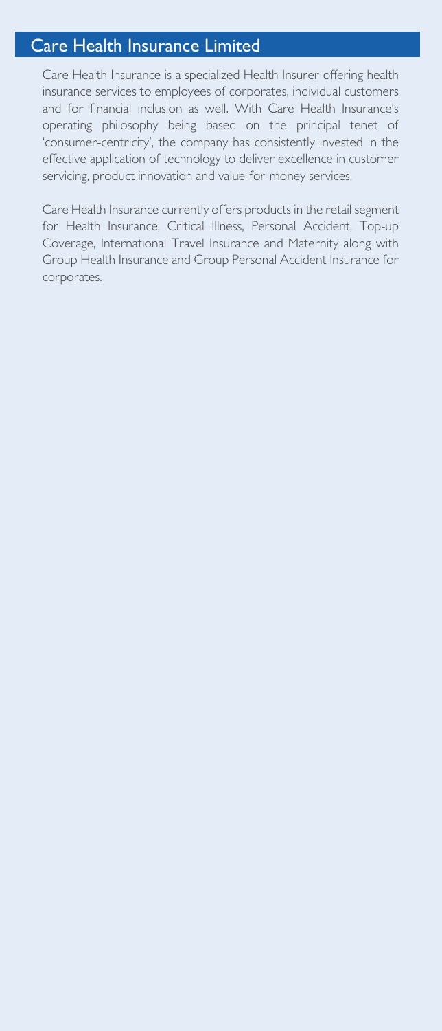## Care Health Insurance Limited

Care Health Insurance is a specialized Health Insurer offering health insurance services to employees of corporates, individual customers and for financial inclusion as well. With Care Health Insurance's operating philosophy being based on the principal tenet of 'consumer-centricity', the company has consistently invested in the effective application of technology to deliver excellence in customer servicing, product innovation and value-for-money services.

Care Health Insurance currently offers products in the retail segment for Health Insurance, Critical Illness, Personal Accident, Top-up Coverage, International Travel Insurance and Maternity along with Group Health Insurance and Group Personal Accident Insurance for corporates.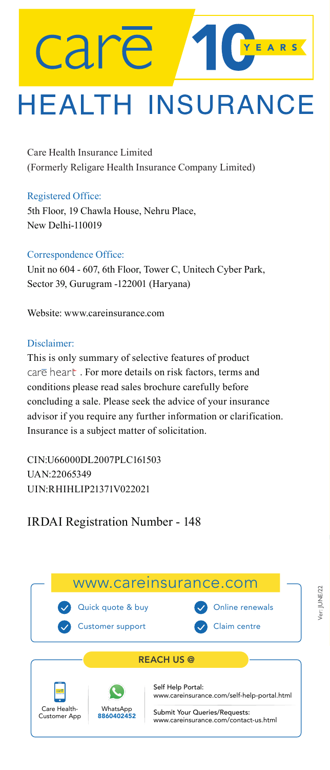# care 10 YEARS

# HEALTH INSURANCE

Care Health Insurance Limited
(Formerly Religare Health Insurance Company Limited)

Registered Office:
5th Floor, 19 Chawla House, Nehru Place,
New Delhi-110019

Correspondence Office:
Unit no 604 - 607, 6th Floor, Tower C, Unitech Cyber Park,
Sector 39, Gurugram -122001 (Haryana)

Website: www.careinsurance.com

Disclaimer:
This is only summary of selective features of product care heart. For more details on risk factors, terms and conditions please read sales brochure carefully before concluding a sale. Please seek the advice of your insurance advisor if you require any further information or clarification. Insurance is a subject matter of solicitation.

CIN:U66000DL2007PLC161503
UAN:22065349
UIN:RHIHLIP21371V022021

IRDAI Registration Number - 148

www.careinsurance.com

- Quick quote & buy
- Online renewals
- Customer support
- Claim centre

**REACH US @**

Care Health-Customer App

WhatsApp **8860402452**

Self Help Portal:
www.careinsurance.com/self-help-portal.html

Submit Your Queries/Requests:
www.careinsurance.com/contact-us.html

Ver: JUNE/22